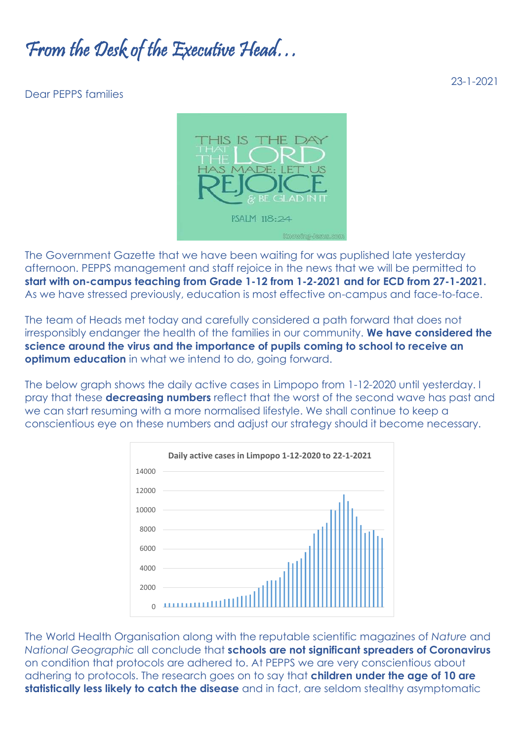# *From the Desk of the Executive Head…*

23-1-2021

Dear PEPPS families

The Government Gazette that we have been waiting for was puplished late yesterday afternoon. PEPPS management and staff rejoice in the news that we will be permitted to **start with on-campus teaching from Grade 1-12 from 1-2-2021 and for ECD from 27-1-2021.** As we have stressed previously, education is most effective on-campus and face-to-face.

The team of Heads met today and carefully considered a path forward that does not irresponsibly endanger the health of the families in our community. **We have considered the science around the virus and the importance of pupils coming to school to receive an optimum education** in what we intend to do, going forward.

The below graph shows the daily active cases in Limpopo from 1-12-2020 until yesterday. I pray that these **decreasing numbers** reflect that the worst of the second wave has past and we can start resuming with a more normalised lifestyle. We shall continue to keep a conscientious eye on these numbers and adjust our strategy should it become necessary.

The World Health Organisation along with the reputable scientific magazines of *Nature* and *National Geographic* all conclude that **schools are not significant spreaders of Coronavirus** on condition that protocols are adhered to. At PEPPS we are very conscientious about adhering to protocols. The research goes on to say that **children under the age of 10 are statistically less likely to catch the disease** and in fact, are seldom stealthy asymptomatic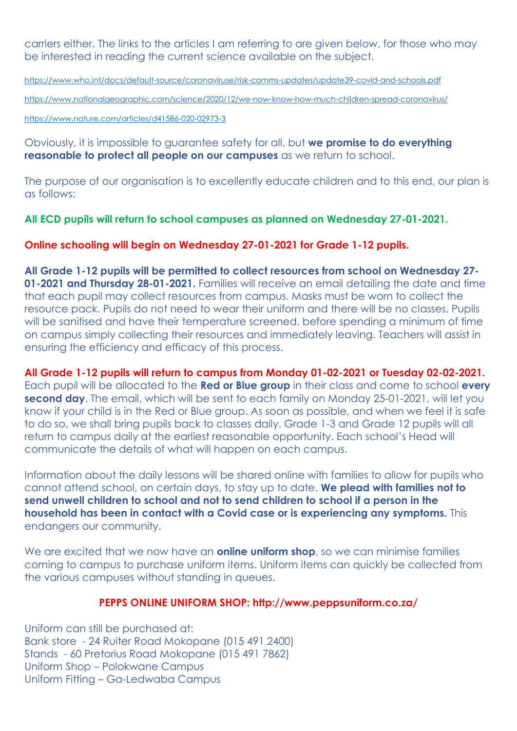carriers either. The links to the articles I am referring to are given below, for those who may be interested in reading the current science available on the subject.

https://www.who.int/docs/default-source/coronaviruse/risk-comms-updates/update39-covid-and-schools.pdf

https://www.nationalgeographic.com/science/2020/12/we-now-know-how-much-children-spread-coronavirus/

https://www.nature.com/articles/d41586-020-02973-3

Obviously, it is impossible to guarantee safety for all, but **we promise to do everything reasonable to protect all people on our campuses** as we return to school.

The purpose of our organisation is to excellently educate children and to this end, our plan is as follows:

**All ECD pupils will return to school campuses as planned on Wednesday 27-01-2021.**

**Online schooling will begin on Wednesday 27-01-2021 for Grade 1-12 pupils.**

**All Grade 1-12 pupils will be permitted to collect resources from school on Wednesday 27-01-2021 and Thursday 28-01-2021.** Families will receive an email detailing the date and time that each pupil may collect resources from campus. Masks must be worn to collect the resource pack. Pupils do not need to wear their uniform and there will be no classes. Pupils will be sanitised and have their temperature screened, before spending a minimum of time on campus simply collecting their resources and immediately leaving. Teachers will assist in ensuring the efficiency and efficacy of this process.

**All Grade 1-12 pupils will return to campus from Monday 01-02-2021 or Tuesday 02-02-2021.** Each pupil will be allocated to the **Red or Blue group** in their class and come to school **every second day**. The email, which will be sent to each family on Monday 25-01-2021, will let you know if your child is in the Red or Blue group. As soon as possible, and when we feel it is safe to do so, we shall bring pupils back to classes daily. Grade 1-3 and Grade 12 pupils will all return to campus daily at the earliest reasonable opportunity. Each school's Head will communicate the details of what will happen on each campus.

Information about the daily lessons will be shared online with families to allow for pupils who cannot attend school, on certain days, to stay up to date. **We plead with families not to send unwell children to school and not to send children to school if a person in the household has been in contact with a Covid case or is experiencing any symptoms.** This endangers our community.

We are excited that we now have an **online uniform shop**, so we can minimise families coming to campus to purchase uniform items. Uniform items can quickly be collected from the various campuses without standing in queues.

**PEPPS ONLINE UNIFORM SHOP: http://www.peppsuniform.co.za/**

Uniform can still be purchased at:
Bank store - 24 Ruiter Road Mokopane (015 491 2400)
Stands - 60 Pretorius Road Mokopane (015 491 7862)
Uniform Shop – Polokwane Campus
Uniform Fitting – Ga-Ledwaba Campus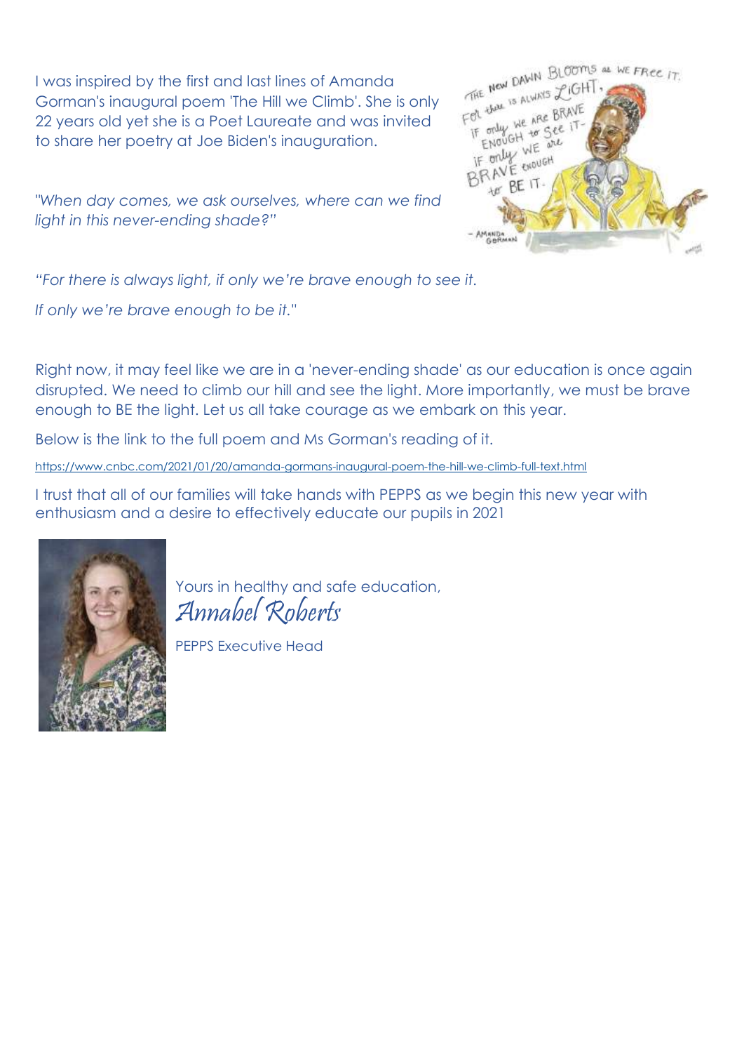I was inspired by the first and last lines of Amanda Gorman's inaugural poem 'The Hill we Climb'. She is only 22 years old yet she is a Poet Laureate and was invited to share her poetry at Joe Biden's inauguration.

*"When day comes, we ask ourselves, where can we find light in this never-ending shade?"*

*"For there is always light, if only we're brave enough to see it.*

*If only we're brave enough to be it."*

Right now, it may feel like we are in a 'never-ending shade' as our education is once again disrupted. We need to climb our hill and see the light. More importantly, we must be brave enough to BE the light. Let us all take courage as we embark on this year.

Below is the link to the full poem and Ms Gorman's reading of it.

https://www.cnbc.com/2021/01/20/amanda-gormans-inaugural-poem-the-hill-we-climb-full-text.html

I trust that all of our families will take hands with PEPPS as we begin this new year with enthusiasm and a desire to effectively educate our pupils in 2021

Yours in healthy and safe education,

*Annabel Roberts*

PEPPS Executive Head